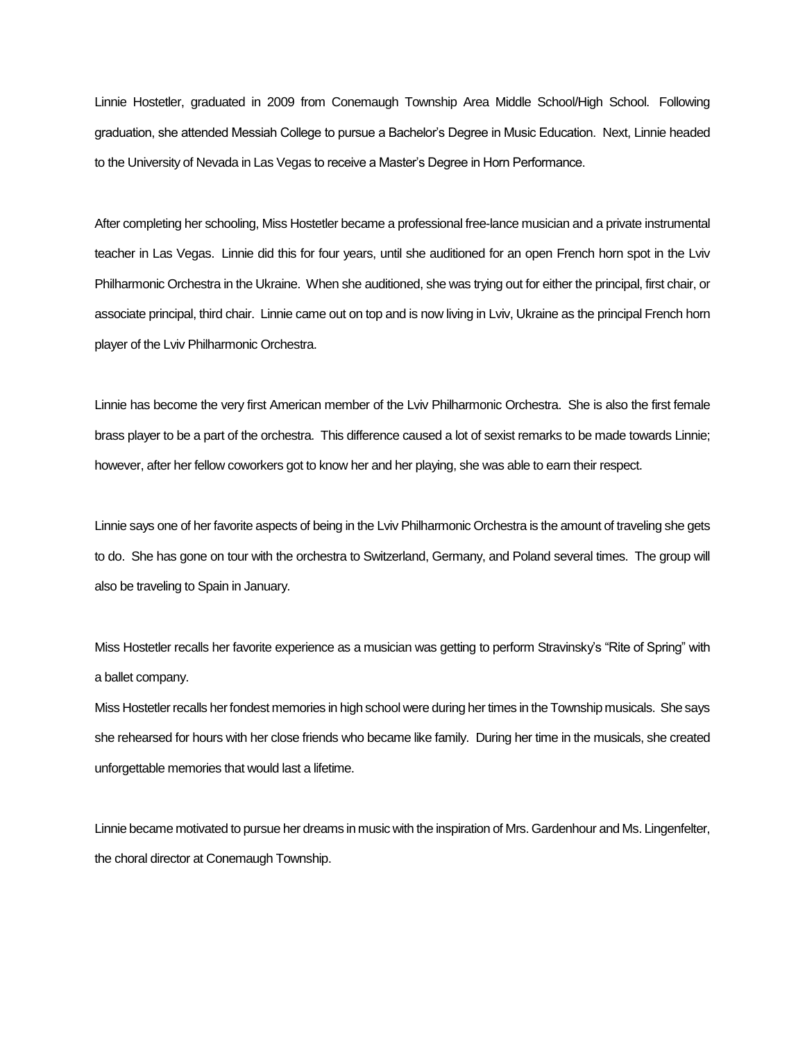Linnie Hostetler, graduated in 2009 from Conemaugh Township Area Middle School/High School. Following graduation, she attended Messiah College to pursue a Bachelor's Degree in Music Education. Next, Linnie headed to the University of Nevada in Las Vegas to receive a Master's Degree in Horn Performance.

After completing her schooling, Miss Hostetler became a professional free-lance musician and a private instrumental teacher in Las Vegas. Linnie did this for four years, until she auditioned for an open French horn spot in the Lviv Philharmonic Orchestra in the Ukraine. When she auditioned, she was trying out for either the principal, first chair, or associate principal, third chair. Linnie came out on top and is now living in Lviv, Ukraine as the principal French horn player of the Lviv Philharmonic Orchestra.

Linnie has become the very first American member of the Lviv Philharmonic Orchestra. She is also the first female brass player to be a part of the orchestra. This difference caused a lot of sexist remarks to be made towards Linnie; however, after her fellow coworkers got to know her and her playing, she was able to earn their respect.

Linnie says one of her favorite aspects of being in the Lviv Philharmonic Orchestra is the amount of traveling she gets to do. She has gone on tour with the orchestra to Switzerland, Germany, and Poland several times. The group will also be traveling to Spain in January.

Miss Hostetler recalls her favorite experience as a musician was getting to perform Stravinsky's "Rite of Spring" with a ballet company.

Miss Hostetler recalls her fondest memories in high school were during her times in the Township musicals. She says she rehearsed for hours with her close friends who became like family. During her time in the musicals, she created unforgettable memories that would last a lifetime.

Linnie became motivated to pursue her dreams in music with the inspiration of Mrs. Gardenhour and Ms. Lingenfelter, the choral director at Conemaugh Township.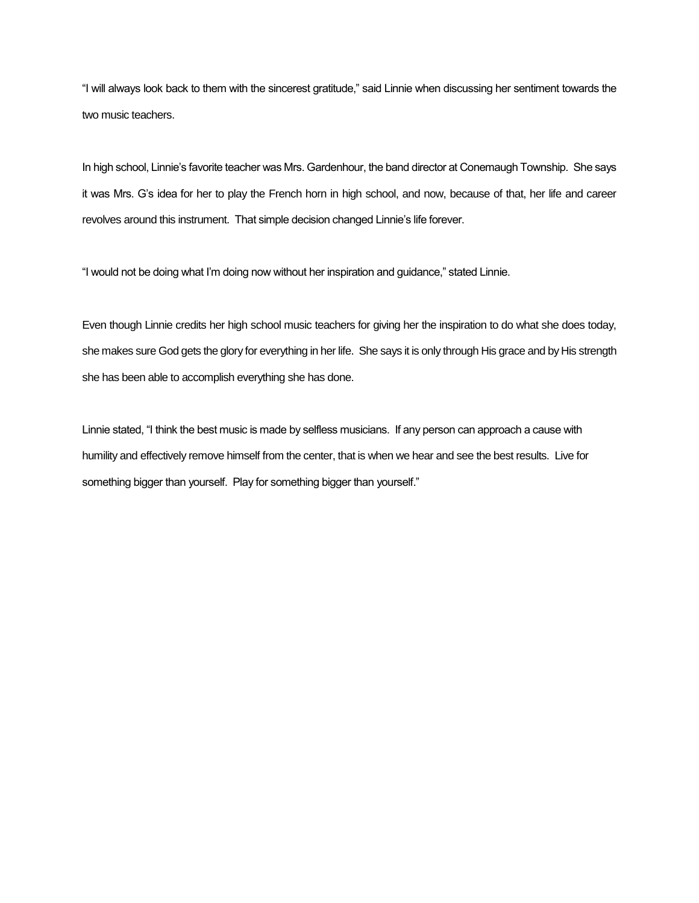"I will always look back to them with the sincerest gratitude," said Linnie when discussing her sentiment towards the two music teachers.

In high school, Linnie's favorite teacher was Mrs. Gardenhour, the band director at Conemaugh Township. She says it was Mrs. G's idea for her to play the French horn in high school, and now, because of that, her life and career revolves around this instrument. That simple decision changed Linnie's life forever.

"I would not be doing what I'm doing now without her inspiration and guidance," stated Linnie.

Even though Linnie credits her high school music teachers for giving her the inspiration to do what she does today, she makes sure God gets the glory for everything in her life. She says it is only through His grace and by His strength she has been able to accomplish everything she has done.

Linnie stated, "I think the best music is made by selfless musicians. If any person can approach a cause with humility and effectively remove himself from the center, that is when we hear and see the best results. Live for something bigger than yourself. Play for something bigger than yourself."